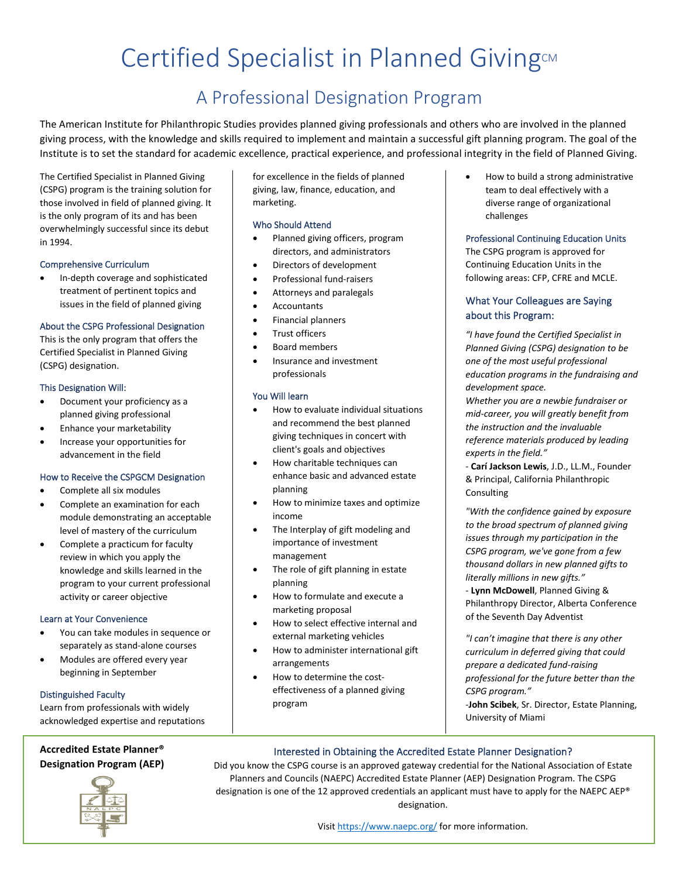# Certified Specialist in Planned Giving℠

## A Professional Designation Program

The American Institute for Philanthropic Studies provides planned giving professionals and others who are involved in the planned giving process, with the knowledge and skills required to implement and maintain a successful gift planning program. The goal of the Institute is to set the standard for academic excellence, practical experience, and professional integrity in the field of Planned Giving.

The Certified Specialist in Planned Giving (CSPG) program is the training solution for those involved in field of planned giving. It is the only program of its and has been overwhelmingly successful since its debut in 1994.

### Comprehensive Curriculum

- In-depth coverage and sophisticated treatment of pertinent topics and issues in the field of planned giving

### About the CSPG Professional Designation

This is the only program that offers the Certified Specialist in Planned Giving (CSPG) designation.

### This Designation Will:

- Document your proficiency as a planned giving professional
- Enhance your marketability
- Increase your opportunities for advancement in the field

### How to Receive the CSPGCM Designation

- Complete all six modules
- Complete an examination for each module demonstrating an acceptable level of mastery of the curriculum
- Complete a practicum for faculty review in which you apply the knowledge and skills learned in the program to your current professional activity or career objective

### Learn at Your Convenience

- You can take modules in sequence or separately as stand-alone courses
- Modules are offered every year beginning in September

### Distinguished Faculty

Learn from professionals with widely acknowledged expertise and reputations for excellence in the fields of planned giving, law, finance, education, and marketing.

### Who Should Attend

- Planned giving officers, program directors, and administrators
- Directors of development
- Professional fund-raisers
- Attorneys and paralegals
- Accountants
- Financial planners
- Trust officers
- Board members
- Insurance and investment professionals

### You Will learn

- How to evaluate individual situations and recommend the best planned giving techniques in concert with client's goals and objectives
- How charitable techniques can enhance basic and advanced estate planning
- How to minimize taxes and optimize income
- The Interplay of gift modeling and importance of investment management
- The role of gift planning in estate planning
- How to formulate and execute a marketing proposal
- How to select effective internal and external marketing vehicles
- How to administer international gift arrangements
- How to determine the cost-effectiveness of a planned giving program
- How to build a strong administrative team to deal effectively with a diverse range of organizational challenges

### Professional Continuing Education Units

The CSPG program is approved for Continuing Education Units in the following areas: CFP, CFRE and MCLE.

### What Your Colleagues are Saying about this Program:

*"I have found the Certified Specialist in Planned Giving (CSPG) designation to be one of the most useful professional education programs in the fundraising and development space.*
*Whether you are a newbie fundraiser or mid-career, you will greatly benefit from the instruction and the invaluable reference materials produced by leading experts in the field."*
- **Carí Jackson Lewis**, J.D., LL.M., Founder & Principal, California Philanthropic Consulting

*"With the confidence gained by exposure to the broad spectrum of planned giving issues through my participation in the CSPG program, we've gone from a few thousand dollars in new planned gifts to literally millions in new gifts."*
- **Lynn McDowell**, Planned Giving & Philanthropy Director, Alberta Conference of the Seventh Day Adventist

*"I can't imagine that there is any other curriculum in deferred giving that could prepare a dedicated fund-raising professional for the future better than the CSPG program."*
-**John Scibek**, Sr. Director, Estate Planning, University of Miami

---

**Accredited Estate Planner® Designation Program (AEP)**

### Interested in Obtaining the Accredited Estate Planner Designation?

Did you know the CSPG course is an approved gateway credential for the National Association of Estate Planners and Councils (NAEPC) Accredited Estate Planner (AEP) Designation Program. The CSPG designation is one of the 12 approved credentials an applicant must have to apply for the NAEPC AEP® designation.

Visit https://www.naepc.org/ for more information.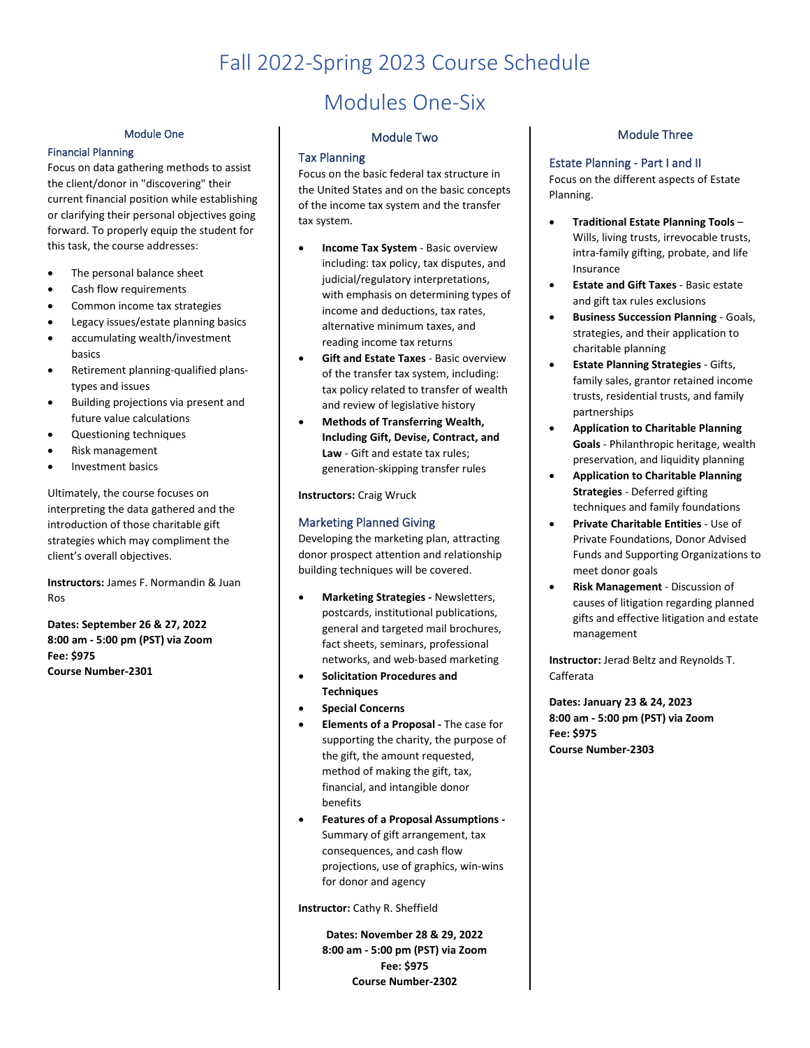# Fall 2022-Spring 2023 Course Schedule

# Modules One-Six

## Module One

### Financial Planning

Focus on data gathering methods to assist the client/donor in "discovering" their current financial position while establishing or clarifying their personal objectives going forward. To properly equip the student for this task, the course addresses:

- The personal balance sheet
- Cash flow requirements
- Common income tax strategies
- Legacy issues/estate planning basics
- accumulating wealth/investment basics
- Retirement planning-qualified plans-types and issues
- Building projections via present and future value calculations
- Questioning techniques
- Risk management
- Investment basics

Ultimately, the course focuses on interpreting the data gathered and the introduction of those charitable gift strategies which may compliment the client's overall objectives.

**Instructors:** James F. Normandin & Juan Ros

**Dates: September 26 & 27, 2022**
**8:00 am - 5:00 pm (PST) via Zoom**
**Fee: $975**
**Course Number-2301**

## Module Two

### Tax Planning

Focus on the basic federal tax structure in the United States and on the basic concepts of the income tax system and the transfer tax system.

- **Income Tax System** - Basic overview including: tax policy, tax disputes, and judicial/regulatory interpretations, with emphasis on determining types of income and deductions, tax rates, alternative minimum taxes, and reading income tax returns
- **Gift and Estate Taxes** - Basic overview of the transfer tax system, including: tax policy related to transfer of wealth and review of legislative history
- **Methods of Transferring Wealth, Including Gift, Devise, Contract, and Law** - Gift and estate tax rules; generation-skipping transfer rules

**Instructors:** Craig Wruck

### Marketing Planned Giving

Developing the marketing plan, attracting donor prospect attention and relationship building techniques will be covered.

- **Marketing Strategies -** Newsletters, postcards, institutional publications, general and targeted mail brochures, fact sheets, seminars, professional networks, and web-based marketing
- **Solicitation Procedures and Techniques**
- **Special Concerns**
- **Elements of a Proposal -** The case for supporting the charity, the purpose of the gift, the amount requested, method of making the gift, tax, financial, and intangible donor benefits
- **Features of a Proposal Assumptions -** Summary of gift arrangement, tax consequences, and cash flow projections, use of graphics, win-wins for donor and agency

**Instructor:** Cathy R. Sheffield

**Dates: November 28 & 29, 2022**
**8:00 am - 5:00 pm (PST) via Zoom**
**Fee: $975**
**Course Number-2302**

## Module Three

### Estate Planning - Part I and II

Focus on the different aspects of Estate Planning.

- **Traditional Estate Planning Tools** – Wills, living trusts, irrevocable trusts, intra-family gifting, probate, and life Insurance
- **Estate and Gift Taxes** - Basic estate and gift tax rules exclusions
- **Business Succession Planning** - Goals, strategies, and their application to charitable planning
- **Estate Planning Strategies** - Gifts, family sales, grantor retained income trusts, residential trusts, and family partnerships
- **Application to Charitable Planning Goals** - Philanthropic heritage, wealth preservation, and liquidity planning
- **Application to Charitable Planning Strategies** - Deferred gifting techniques and family foundations
- **Private Charitable Entities** - Use of Private Foundations, Donor Advised Funds and Supporting Organizations to meet donor goals
- **Risk Management** - Discussion of causes of litigation regarding planned gifts and effective litigation and estate management

**Instructor:** Jerad Beltz and Reynolds T. Cafferata

**Dates: January 23 & 24, 2023**
**8:00 am - 5:00 pm (PST) via Zoom**
**Fee: $975**
**Course Number-2303**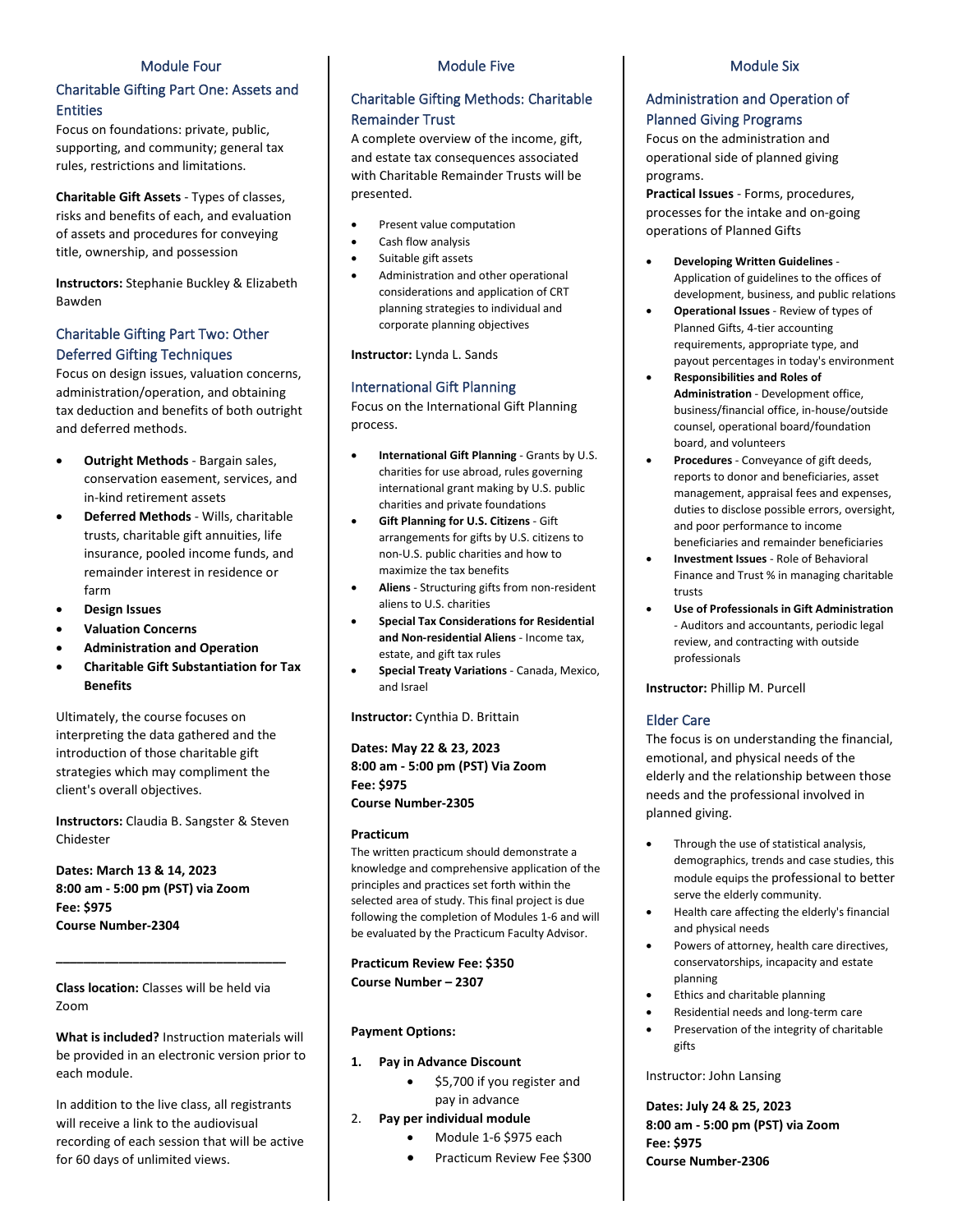## Module Four

### Charitable Gifting Part One: Assets and Entities

Focus on foundations: private, public, supporting, and community; general tax rules, restrictions and limitations.

**Charitable Gift Assets** - Types of classes, risks and benefits of each, and evaluation of assets and procedures for conveying title, ownership, and possession

**Instructors:** Stephanie Buckley & Elizabeth Bawden

### Charitable Gifting Part Two: Other Deferred Gifting Techniques

Focus on design issues, valuation concerns, administration/operation, and obtaining tax deduction and benefits of both outright and deferred methods.

- **Outright Methods** - Bargain sales, conservation easement, services, and in-kind retirement assets
- **Deferred Methods** - Wills, charitable trusts, charitable gift annuities, life insurance, pooled income funds, and remainder interest in residence or farm
- **Design Issues**
- **Valuation Concerns**
- **Administration and Operation**
- **Charitable Gift Substantiation for Tax Benefits**

Ultimately, the course focuses on interpreting the data gathered and the introduction of those charitable gift strategies which may compliment the client's overall objectives.

**Instructors:** Claudia B. Sangster & Steven Chidester

**Dates: March 13 & 14, 2023**
**8:00 am - 5:00 pm (PST) via Zoom**
**Fee: $975**
**Course Number-2304**

---

**Class location:** Classes will be held via Zoom

**What is included?** Instruction materials will be provided in an electronic version prior to each module.

In addition to the live class, all registrants will receive a link to the audiovisual recording of each session that will be active for 60 days of unlimited views.

## Module Five

### Charitable Gifting Methods: Charitable Remainder Trust

A complete overview of the income, gift, and estate tax consequences associated with Charitable Remainder Trusts will be presented.

- Present value computation
- Cash flow analysis
- Suitable gift assets
- Administration and other operational considerations and application of CRT planning strategies to individual and corporate planning objectives

**Instructor:** Lynda L. Sands

### International Gift Planning

Focus on the International Gift Planning process.

- **International Gift Planning** - Grants by U.S. charities for use abroad, rules governing international grant making by U.S. public charities and private foundations
- **Gift Planning for U.S. Citizens** - Gift arrangements for gifts by U.S. citizens to non-U.S. public charities and how to maximize the tax benefits
- **Aliens** - Structuring gifts from non-resident aliens to U.S. charities
- **Special Tax Considerations for Residential and Non-residential Aliens** - Income tax, estate, and gift tax rules
- **Special Treaty Variations** - Canada, Mexico, and Israel

**Instructor:** Cynthia D. Brittain

**Dates: May 22 & 23, 2023**
**8:00 am - 5:00 pm (PST) Via Zoom**
**Fee: $975**
**Course Number-2305**

**Practicum**

The written practicum should demonstrate a knowledge and comprehensive application of the principles and practices set forth within the selected area of study. This final project is due following the completion of Modules 1-6 and will be evaluated by the Practicum Faculty Advisor.

**Practicum Review Fee: $350**
**Course Number – 2307**

**Payment Options:**

1. **Pay in Advance Discount**
   - $5,700 if you register and pay in advance
2. **Pay per individual module**
   - Module 1-6 $975 each
   - Practicum Review Fee $300

## Module Six

### Administration and Operation of Planned Giving Programs

Focus on the administration and operational side of planned giving programs.

**Practical Issues** - Forms, procedures, processes for the intake and on-going operations of Planned Gifts

- **Developing Written Guidelines** - Application of guidelines to the offices of development, business, and public relations
- **Operational Issues** - Review of types of Planned Gifts, 4-tier accounting requirements, appropriate type, and payout percentages in today's environment
- **Responsibilities and Roles of Administration** - Development office, business/financial office, in-house/outside counsel, operational board/foundation board, and volunteers
- **Procedures** - Conveyance of gift deeds, reports to donor and beneficiaries, asset management, appraisal fees and expenses, duties to disclose possible errors, oversight, and poor performance to income beneficiaries and remainder beneficiaries
- **Investment Issues** - Role of Behavioral Finance and Trust % in managing charitable trusts
- **Use of Professionals in Gift Administration** - Auditors and accountants, periodic legal review, and contracting with outside professionals

**Instructor:** Phillip M. Purcell

### Elder Care

The focus is on understanding the financial, emotional, and physical needs of the elderly and the relationship between those needs and the professional involved in planned giving.

- Through the use of statistical analysis, demographics, trends and case studies, this module equips the professional to better serve the elderly community.
- Health care affecting the elderly's financial and physical needs
- Powers of attorney, health care directives, conservatorships, incapacity and estate planning
- Ethics and charitable planning
- Residential needs and long-term care
- Preservation of the integrity of charitable gifts

Instructor: John Lansing

**Dates: July 24 & 25, 2023**
**8:00 am - 5:00 pm (PST) via Zoom**
**Fee: $975**
**Course Number-2306**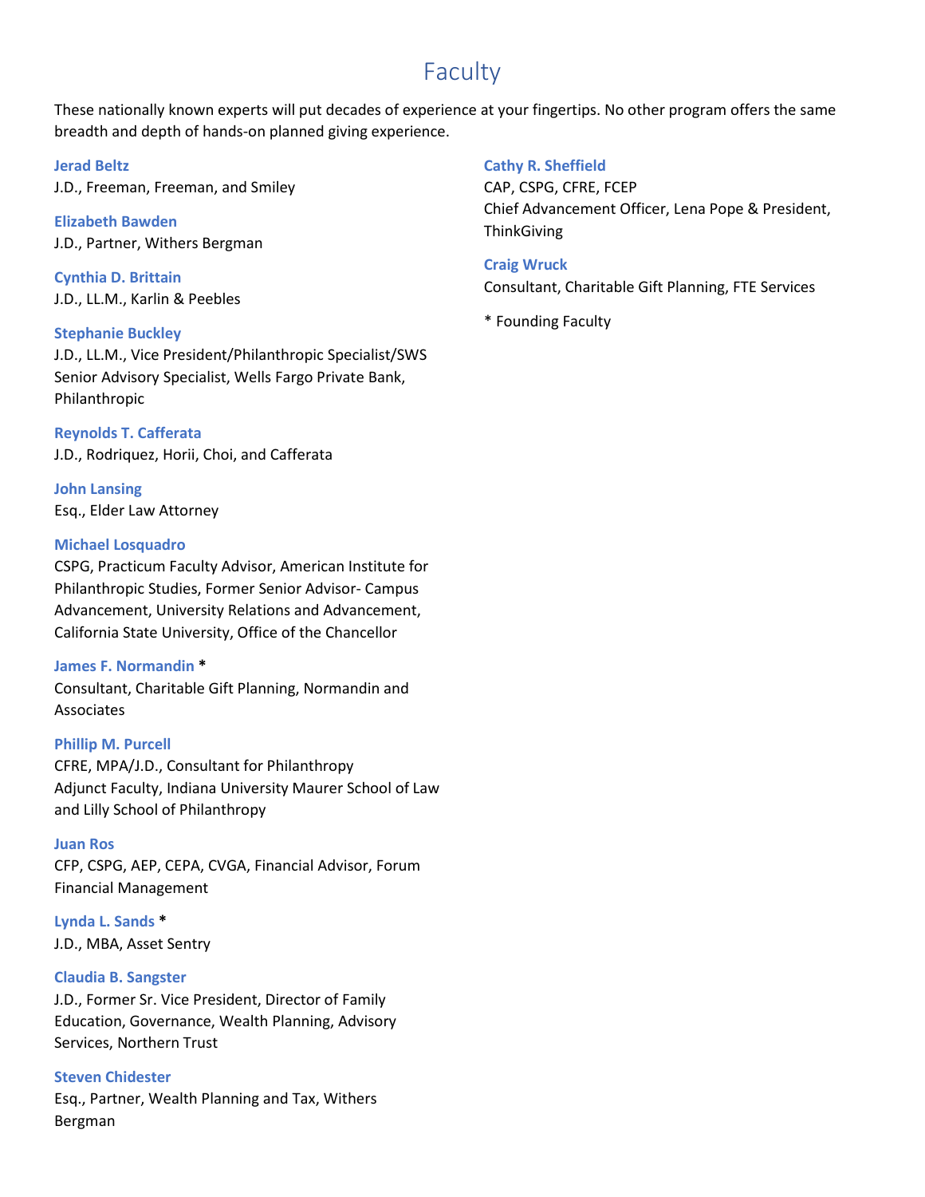# Faculty

These nationally known experts will put decades of experience at your fingertips. No other program offers the same breadth and depth of hands-on planned giving experience.

**Jerad Beltz**
J.D., Freeman, Freeman, and Smiley

**Elizabeth Bawden**
J.D., Partner, Withers Bergman

**Cynthia D. Brittain**
J.D., LL.M., Karlin & Peebles

**Stephanie Buckley**
J.D., LL.M., Vice President/Philanthropic Specialist/SWS Senior Advisory Specialist, Wells Fargo Private Bank, Philanthropic

**Reynolds T. Cafferata**
J.D., Rodriquez, Horii, Choi, and Cafferata

**John Lansing**
Esq., Elder Law Attorney

**Michael Losquadro**
CSPG, Practicum Faculty Advisor, American Institute for Philanthropic Studies, Former Senior Advisor- Campus Advancement, University Relations and Advancement, California State University, Office of the Chancellor

**James F. Normandin** *
Consultant, Charitable Gift Planning, Normandin and Associates

**Phillip M. Purcell**
CFRE, MPA/J.D., Consultant for Philanthropy
Adjunct Faculty, Indiana University Maurer School of Law and Lilly School of Philanthropy

**Juan Ros**
CFP, CSPG, AEP, CEPA, CVGA, Financial Advisor, Forum Financial Management

**Lynda L. Sands** *
J.D., MBA, Asset Sentry

**Claudia B. Sangster**
J.D., Former Sr. Vice President, Director of Family Education, Governance, Wealth Planning, Advisory Services, Northern Trust

**Steven Chidester**
Esq., Partner, Wealth Planning and Tax, Withers Bergman

**Cathy R. Sheffield**
CAP, CSPG, CFRE, FCEP
Chief Advancement Officer, Lena Pope & President, ThinkGiving

**Craig Wruck**
Consultant, Charitable Gift Planning, FTE Services

* Founding Faculty